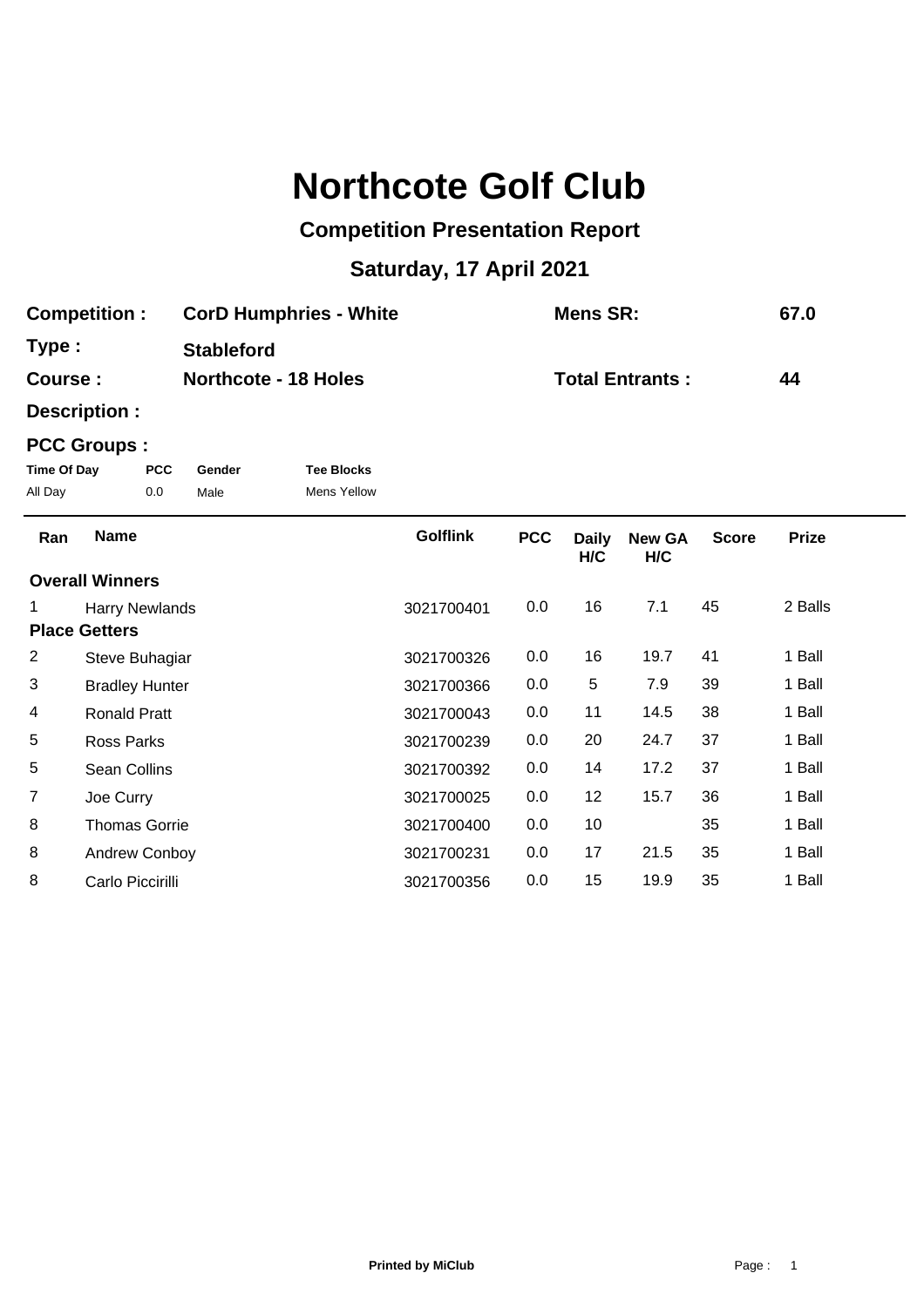# Northcote Golf Club

## Competition Presentation Report

### Saturday, 17 April 2021

**Competition :** CorD Humphries - White  **Mens SR:** 67.0

**Type :** Stableford

**Course :** Northcote - 18 Holes  **Total Entrants :** 44

**Description :**

**PCC Groups :**

| Time Of Day | PCC | Gender | Tee Blocks |
|---|---|---|---|
| All Day | 0.0 | Male | Mens Yellow |

| Ran | Name | Golflink | PCC | Daily H/C | New GA H/C | Score | Prize |
|---|---|---|---|---|---|---|---|
| **Overall Winners** | | | | | | | |
| 1 | Harry Newlands | 3021700401 | 0.0 | 16 | 7.1 | 45 | 2 Balls |
| **Place Getters** | | | | | | | |
| 2 | Steve Buhagiar | 3021700326 | 0.0 | 16 | 19.7 | 41 | 1 Ball |
| 3 | Bradley Hunter | 3021700366 | 0.0 | 5 | 7.9 | 39 | 1 Ball |
| 4 | Ronald Pratt | 3021700043 | 0.0 | 11 | 14.5 | 38 | 1 Ball |
| 5 | Ross Parks | 3021700239 | 0.0 | 20 | 24.7 | 37 | 1 Ball |
| 5 | Sean Collins | 3021700392 | 0.0 | 14 | 17.2 | 37 | 1 Ball |
| 7 | Joe Curry | 3021700025 | 0.0 | 12 | 15.7 | 36 | 1 Ball |
| 8 | Thomas Gorrie | 3021700400 | 0.0 | 10 | | 35 | 1 Ball |
| 8 | Andrew Conboy | 3021700231 | 0.0 | 17 | 21.5 | 35 | 1 Ball |
| 8 | Carlo Piccirilli | 3021700356 | 0.0 | 15 | 19.9 | 35 | 1 Ball |

**Printed by MiClub**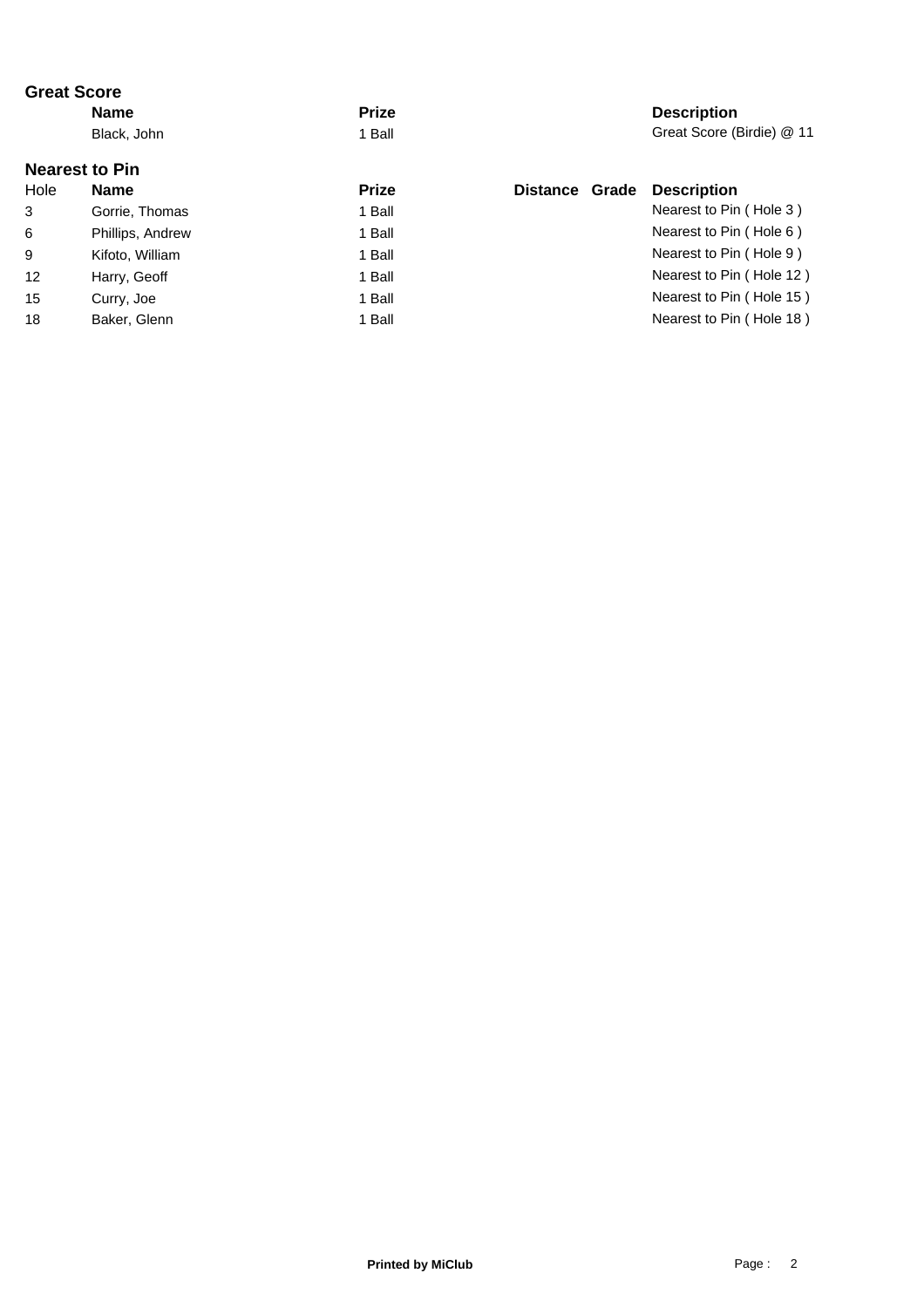## Great Score

| | Name | Prize | Description |
|---|---|---|---|
| | Black, John | 1 Ball | Great Score (Birdie) @ 11 |

## Nearest to Pin

| Hole | Name | Prize | Distance | Grade | Description |
|---|---|---|---|---|---|
| 3 | Gorrie, Thomas | 1 Ball | | | Nearest to Pin ( Hole 3 ) |
| 6 | Phillips, Andrew | 1 Ball | | | Nearest to Pin ( Hole 6 ) |
| 9 | Kifoto, William | 1 Ball | | | Nearest to Pin ( Hole 9 ) |
| 12 | Harry, Geoff | 1 Ball | | | Nearest to Pin ( Hole 12 ) |
| 15 | Curry, Joe | 1 Ball | | | Nearest to Pin ( Hole 15 ) |
| 18 | Baker, Glenn | 1 Ball | | | Nearest to Pin ( Hole 18 ) |

**Printed by MiClub**